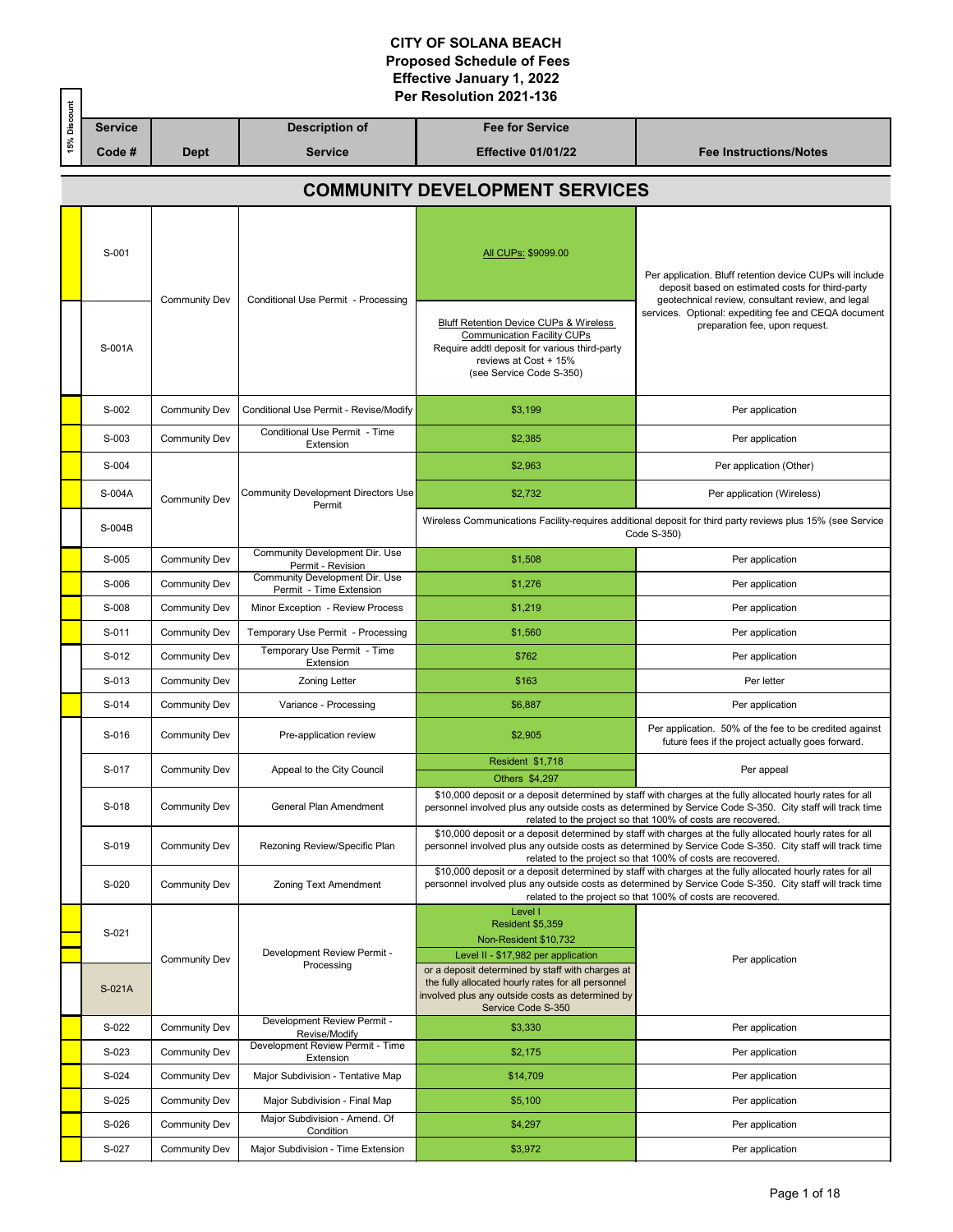# CITY OF SOLANA BEACH
## Proposed Schedule of Fees
## Effective January 1, 2022
## Per Resolution 2021-136

| 15% Discount | Service Code # | Dept | Description of Service | Fee for Service Effective 01/01/22 | Fee Instructions/Notes |
|---|---|---|---|---|---|

## COMMUNITY DEVELOPMENT SERVICES

| 15% Discount | Service Code # | Dept | Description of Service | Fee for Service Effective 01/01/22 | Fee Instructions/Notes |
|---|---|---|---|---|---|
| | S-001 | Community Dev | Conditional Use Permit - Processing | All CUPs: $9099.00 | Per application. Bluff retention device CUPs will include deposit based on estimated costs for third-party geotechnical review, consultant review, and legal services. Optional: expediting fee and CEQA document preparation fee, upon request. |
| | S-001A | | | Bluff Retention Device CUPs & Wireless Communication Facility CUPs Require addtl deposit for various third-party reviews at Cost + 15% (see Service Code S-350) | |
| | S-002 | Community Dev | Conditional Use Permit - Revise/Modify | $3,199 | Per application |
| | S-003 | Community Dev | Conditional Use Permit - Time Extension | $2,385 | Per application |
| | S-004 | Community Dev | Community Development Directors Use Permit | $2,963 | Per application (Other) |
| | S-004A | | | $2,732 | Per application (Wireless) |
| | S-004B | | | Wireless Communications Facility-requires additional deposit for third party reviews plus 15% (see Service Code S-350) | |
| | S-005 | Community Dev | Community Development Dir. Use Permit - Revision | $1,508 | Per application |
| | S-006 | Community Dev | Community Development Dir. Use Permit - Time Extension | $1,276 | Per application |
| | S-008 | Community Dev | Minor Exception - Review Process | $1,219 | Per application |
| | S-011 | Community Dev | Temporary Use Permit - Processing | $1,560 | Per application |
| | S-012 | Community Dev | Temporary Use Permit - Time Extension | $762 | Per application |
| | S-013 | Community Dev | Zoning Letter | $163 | Per letter |
| | S-014 | Community Dev | Variance - Processing | $6,887 | Per application |
| | S-016 | Community Dev | Pre-application review | $2,905 | Per application. 50% of the fee to be credited against future fees if the project actually goes forward. |
| | S-017 | Community Dev | Appeal to the City Council | Resident $1,718<br>Others $4,297 | Per appeal |
| | S-018 | Community Dev | General Plan Amendment | $10,000 deposit or a deposit determined by staff with charges at the fully allocated hourly rates for all personnel involved plus any outside costs as determined by Service Code S-350. City staff will track time related to the project so that 100% of costs are recovered. | |
| | S-019 | Community Dev | Rezoning Review/Specific Plan | $10,000 deposit or a deposit determined by staff with charges at the fully allocated hourly rates for all personnel involved plus any outside costs as determined by Service Code S-350. City staff will track time related to the project so that 100% of costs are recovered. | |
| | S-020 | Community Dev | Zoning Text Amendment | $10,000 deposit or a deposit determined by staff with charges at the fully allocated hourly rates for all personnel involved plus any outside costs as determined by Service Code S-350. City staff will track time related to the project so that 100% of costs are recovered. | |
| | S-021 | Community Dev | Development Review Permit - Processing | Level I<br>Resident $5,359<br>Non-Resident $10,732<br>Level II - $17,982 per application | Per application |
| | S-021A | | | or a deposit determined by staff with charges at the fully allocated hourly rates for all personnel involved plus any outside costs as determined by Service Code S-350 | |
| | S-022 | Community Dev | Development Review Permit - Revise/Modify | $3,330 | Per application |
| | S-023 | Community Dev | Development Review Permit - Time Extension | $2,175 | Per application |
| | S-024 | Community Dev | Major Subdivision - Tentative Map | $14,709 | Per application |
| | S-025 | Community Dev | Major Subdivision - Final Map | $5,100 | Per application |
| | S-026 | Community Dev | Major Subdivision - Amend. Of Condition | $4,297 | Per application |
| | S-027 | Community Dev | Major Subdivision - Time Extension | $3,972 | Per application |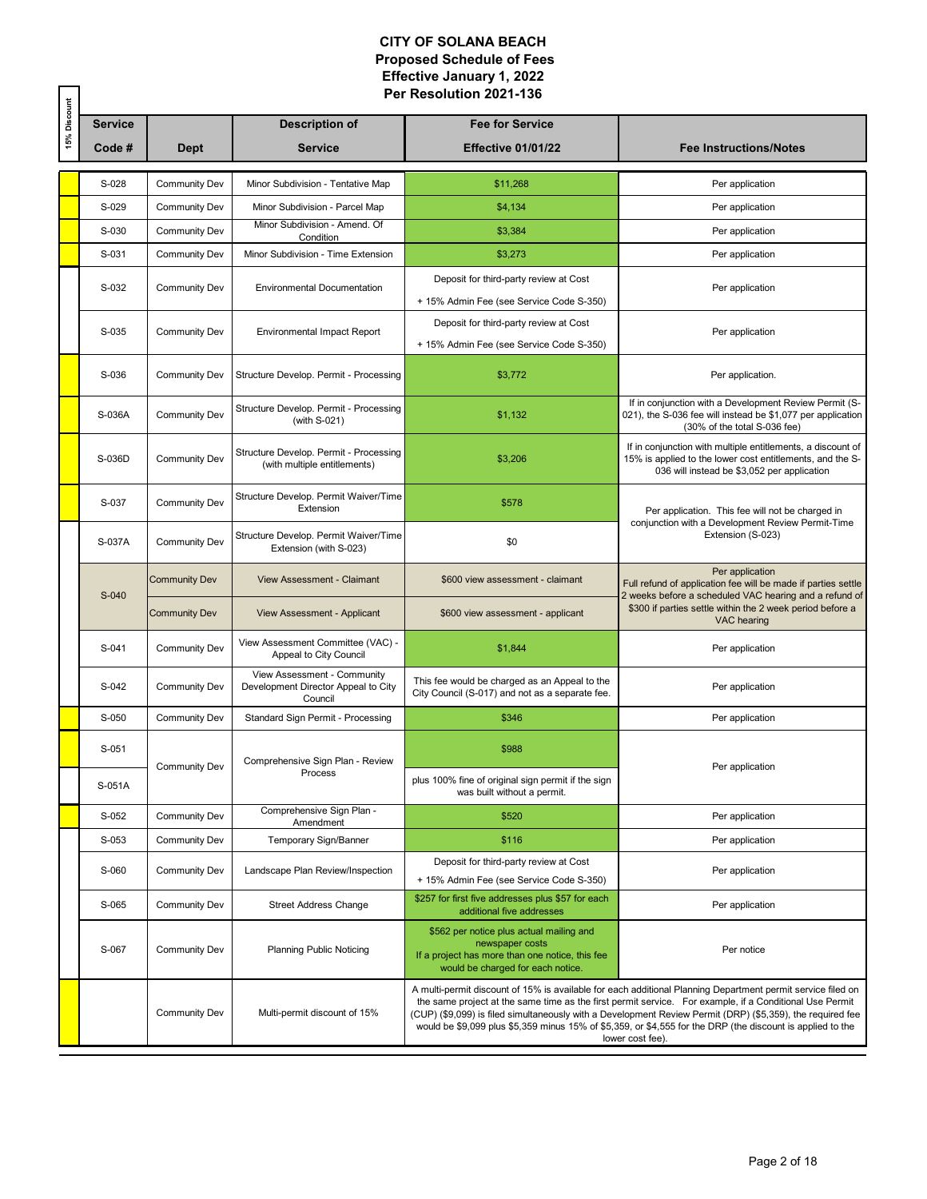# CITY OF SOLANA BEACH
## Proposed Schedule of Fees
## Effective January 1, 2022
## Per Resolution 2021-136

| 15% Discount | Service Code # | Dept | Description of Service | Fee for Service Effective 01/01/22 | Fee Instructions/Notes |
|---|---|---|---|---|---|
| | S-028 | Community Dev | Minor Subdivision - Tentative Map | $11,268 | Per application |
| | S-029 | Community Dev | Minor Subdivision - Parcel Map | $4,134 | Per application |
| | S-030 | Community Dev | Minor Subdivision - Amend. Of Condition | $3,384 | Per application |
| | S-031 | Community Dev | Minor Subdivision - Time Extension | $3,273 | Per application |
| | S-032 | Community Dev | Environmental Documentation | Deposit for third-party review at Cost + 15% Admin Fee (see Service Code S-350) | Per application |
| | S-035 | Community Dev | Environmental Impact Report | Deposit for third-party review at Cost + 15% Admin Fee (see Service Code S-350) | Per application |
| | S-036 | Community Dev | Structure Develop. Permit - Processing | $3,772 | Per application. |
| | S-036A | Community Dev | Structure Develop. Permit - Processing (with S-021) | $1,132 | If in conjunction with a Development Review Permit (S-021), the S-036 fee will instead be $1,077 per application (30% of the total S-036 fee) |
| | S-036D | Community Dev | Structure Develop. Permit - Processing (with multiple entitlements) | $3,206 | If in conjunction with multiple entitlements, a discount of 15% is applied to the lower cost entitlements, and the S-036 will instead be $3,052 per application |
| | S-037 | Community Dev | Structure Develop. Permit Waiver/Time Extension | $578 | Per application. This fee will not be charged in conjunction with a Development Review Permit-Time Extension (S-023) |
| | S-037A | Community Dev | Structure Develop. Permit Waiver/Time Extension (with S-023) | $0 | |
| | S-040 | Community Dev | View Assessment - Claimant | $600 view assessment - claimant | Per application Full refund of application fee will be made if parties settle 2 weeks before a scheduled VAC hearing and a refund of $300 if parties settle within the 2 week period before a VAC hearing |
| | | Community Dev | View Assessment - Applicant | $600 view assessment - applicant | |
| | S-041 | Community Dev | View Assessment Committee (VAC) - Appeal to City Council | $1,844 | Per application |
| | S-042 | Community Dev | View Assessment - Community Development Director Appeal to City Council | This fee would be charged as an Appeal to the City Council (S-017) and not as a separate fee. | Per application |
| | S-050 | Community Dev | Standard Sign Permit - Processing | $346 | Per application |
| | S-051 | Community Dev | Comprehensive Sign Plan - Review Process | $988 | Per application |
| | S-051A | | | plus 100% fine of original sign permit if the sign was built without a permit. | |
| | S-052 | Community Dev | Comprehensive Sign Plan - Amendment | $520 | Per application |
| | S-053 | Community Dev | Temporary Sign/Banner | $116 | Per application |
| | S-060 | Community Dev | Landscape Plan Review/Inspection | Deposit for third-party review at Cost + 15% Admin Fee (see Service Code S-350) | Per application |
| | S-065 | Community Dev | Street Address Change | $257 for first five addresses plus $57 for each additional five addresses | Per application |
| | S-067 | Community Dev | Planning Public Noticing | $562 per notice plus actual mailing and newspaper costs If a project has more than one notice, this fee would be charged for each notice. | Per notice |
| | | Community Dev | Multi-permit discount of 15% | A multi-permit discount of 15% is available for each additional Planning Department permit service filed on the same project at the same time as the first permit service. For example, if a Conditional Use Permit (CUP) ($9,099) is filed simultaneously with a Development Review Permit (DRP) ($5,359), the required fee would be $9,099 plus $5,359 minus 15% of $5,359, or $4,555 for the DRP (the discount is applied to the lower cost fee). | |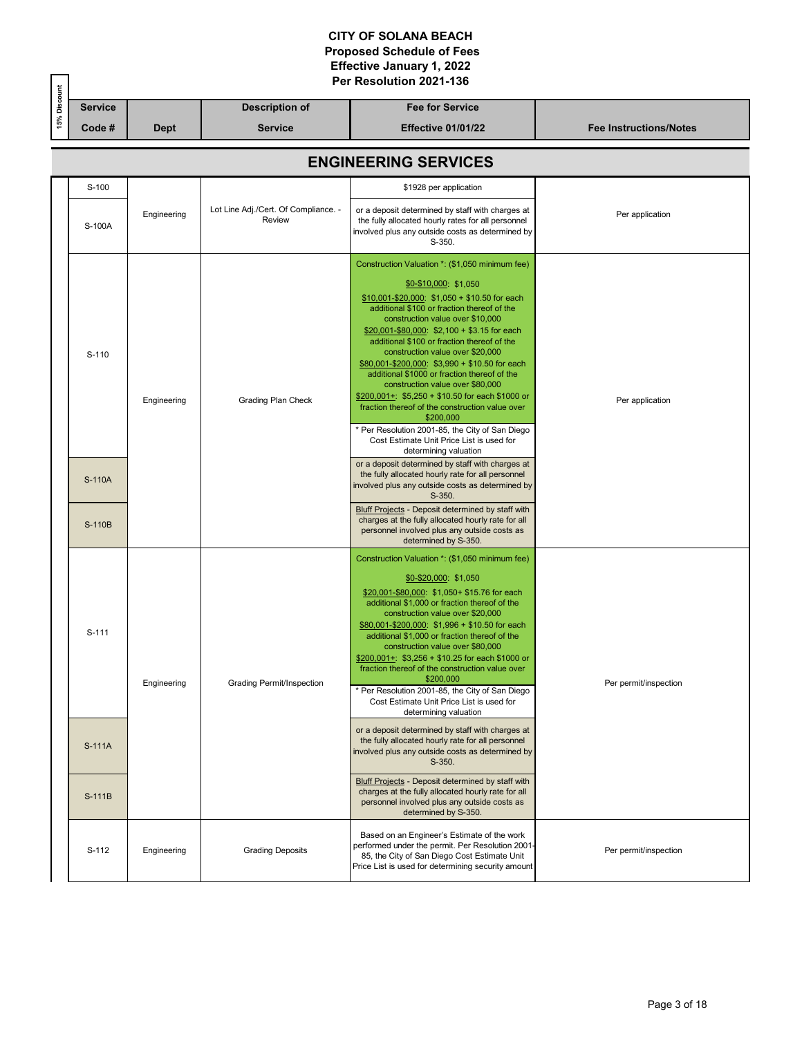# CITY OF SOLANA BEACH
## Proposed Schedule of Fees
## Effective January 1, 2022
## Per Resolution 2021-136

| 15% Discount | Service Code # | Dept | Description of Service | Fee for Service Effective 01/01/22 | Fee Instructions/Notes |
|---|---|---|---|---|---|
| | **ENGINEERING SERVICES** | | | | |
| | S-100 | Engineering | Lot Line Adj./Cert. Of Compliance. - Review | $1928 per application | Per application |
| | S-100A | | | or a deposit determined by staff with charges at the fully allocated hourly rates for all personnel involved plus any outside costs as determined by S-350. | |
| | S-110 | Engineering | Grading Plan Check | Construction Valuation *: ($1,050 minimum fee)<br>$0-$10,000: $1,050<br>$10,001-$20,000: $1,050 + $10.50 for each additional $100 or fraction thereof of the construction value over $10,000<br>$20,001-$80,000: $2,100 + $3.15 for each additional $100 or fraction thereof of the construction value over $20,000<br>$80,001-$200,000: $3,990 + $10.50 for each additional $1000 or fraction thereof of the construction value over $80,000<br>$200,001+: $5,250 + $10.50 for each $1000 or fraction thereof of the construction value over $200,000<br>* Per Resolution 2001-85, the City of San Diego Cost Estimate Unit Price List is used for determining valuation | Per application |
| | S-110A | | | or a deposit determined by staff with charges at the fully allocated hourly rate for all personnel involved plus any outside costs as determined by S-350. | |
| | S-110B | | | Bluff Projects - Deposit determined by staff with charges at the fully allocated hourly rate for all personnel involved plus any outside costs as determined by S-350. | |
| | S-111 | Engineering | Grading Permit/Inspection | Construction Valuation *: ($1,050 minimum fee)<br>$0-$20,000: $1,050<br>$20,001-$80,000: $1,050+ $15.76 for each additional $1,000 or fraction thereof of the construction value over $20,000<br>$80,001-$200,000: $1,996 + $10.50 for each additional $1,000 or fraction thereof of the construction value over $80,000<br>$200,001+: $3,256 + $10.25 for each $1000 or fraction thereof of the construction value over $200,000<br>* Per Resolution 2001-85, the City of San Diego Cost Estimate Unit Price List is used for determining valuation | Per permit/inspection |
| | S-111A | | | or a deposit determined by staff with charges at the fully allocated hourly rate for all personnel involved plus any outside costs as determined by S-350. | |
| | S-111B | | | Bluff Projects - Deposit determined by staff with charges at the fully allocated hourly rate for all personnel involved plus any outside costs as determined by S-350. | |
| | S-112 | Engineering | Grading Deposits | Based on an Engineer's Estimate of the work performed under the permit. Per Resolution 2001-85, the City of San Diego Cost Estimate Unit Price List is used for determining security amount | Per permit/inspection |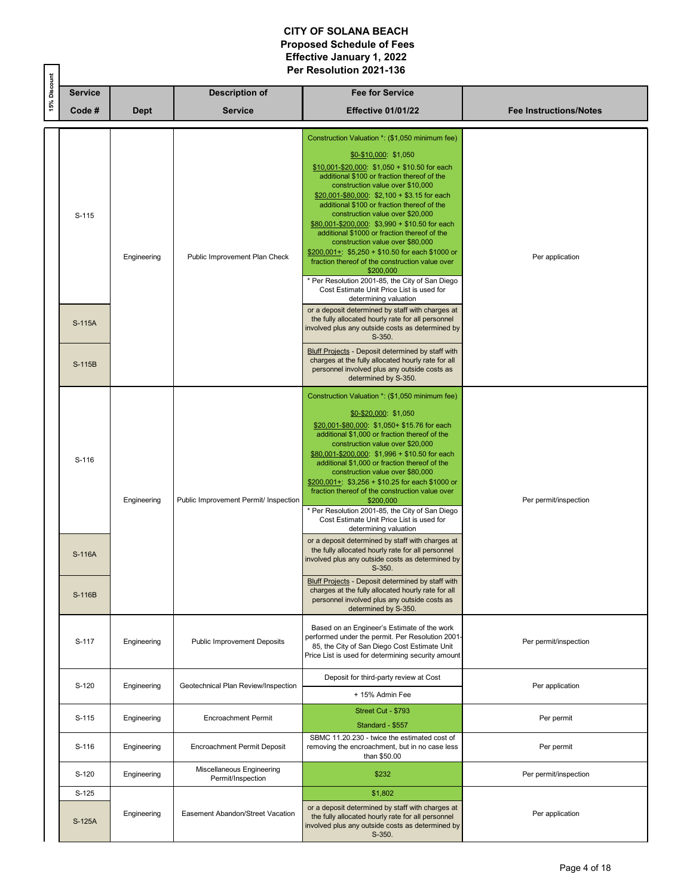# CITY OF SOLANA BEACH
## Proposed Schedule of Fees
## Effective January 1, 2022
## Per Resolution 2021-136

| 15% Discount | Service Code # | Dept | Description of Service | Fee for Service Effective 01/01/22 | Fee Instructions/Notes |
|---|---|---|---|---|---|
| | S-115 | Engineering | Public Improvement Plan Check | Construction Valuation *: ($1,050 minimum fee)<br>$0-$10,000: $1,050<br>$10,001-$20,000: $1,050 + $10.50 for each additional $100 or fraction thereof of the construction value over $10,000<br>$20,001-$80,000: $2,100 + $3.15 for each additional $100 or fraction thereof of the construction value over $20,000<br>$80,001-$200,000: $3,990 + $10.50 for each additional $1000 or fraction thereof of the construction value over $80,000<br>$200,001+: $5,250 + $10.50 for each $1000 or fraction thereof of the construction value over $200,000<br>* Per Resolution 2001-85, the City of San Diego Cost Estimate Unit Price List is used for determining valuation | Per application |
| | S-115A | | | or a deposit determined by staff with charges at the fully allocated hourly rate for all personnel involved plus any outside costs as determined by S-350. | |
| | S-115B | | | Bluff Projects - Deposit determined by staff with charges at the fully allocated hourly rate for all personnel involved plus any outside costs as determined by S-350. | |
| | S-116 | Engineering | Public Improvement Permit/ Inspection | Construction Valuation *: ($1,050 minimum fee)<br>$0-$20,000: $1,050<br>$20,001-$80,000: $1,050+ $15.76 for each additional $1,000 or fraction thereof of the construction value over $20,000<br>$80,001-$200,000: $1,996 + $10.50 for each additional $1,000 or fraction thereof of the construction value over $80,000<br>$200,001+: $3,256 + $10.25 for each $1000 or fraction thereof of the construction value over $200,000<br>* Per Resolution 2001-85, the City of San Diego Cost Estimate Unit Price List is used for determining valuation | Per permit/inspection |
| | S-116A | | | or a deposit determined by staff with charges at the fully allocated hourly rate for all personnel involved plus any outside costs as determined by S-350. | |
| | S-116B | | | Bluff Projects - Deposit determined by staff with charges at the fully allocated hourly rate for all personnel involved plus any outside costs as determined by S-350. | |
| | S-117 | Engineering | Public Improvement Deposits | Based on an Engineer's Estimate of the work performed under the permit. Per Resolution 2001-85, the City of San Diego Cost Estimate Unit Price List is used for determining security amount | Per permit/inspection |
| | S-120 | Engineering | Geotechnical Plan Review/Inspection | Deposit for third-party review at Cost<br>+ 15% Admin Fee | Per application |
| | S-115 | Engineering | Encroachment Permit | Street Cut - $793<br>Standard - $557 | Per permit |
| | S-116 | Engineering | Encroachment Permit Deposit | SBMC 11.20.230 - twice the estimated cost of removing the encroachment, but in no case less than $50.00 | Per permit |
| | S-120 | Engineering | Miscellaneous Engineering Permit/Inspection | $232 | Per permit/inspection |
| | S-125 | Engineering | Easement Abandon/Street Vacation | $1,802 | Per application |
| | S-125A | | | or a deposit determined by staff with charges at the fully allocated hourly rate for all personnel involved plus any outside costs as determined by S-350. | |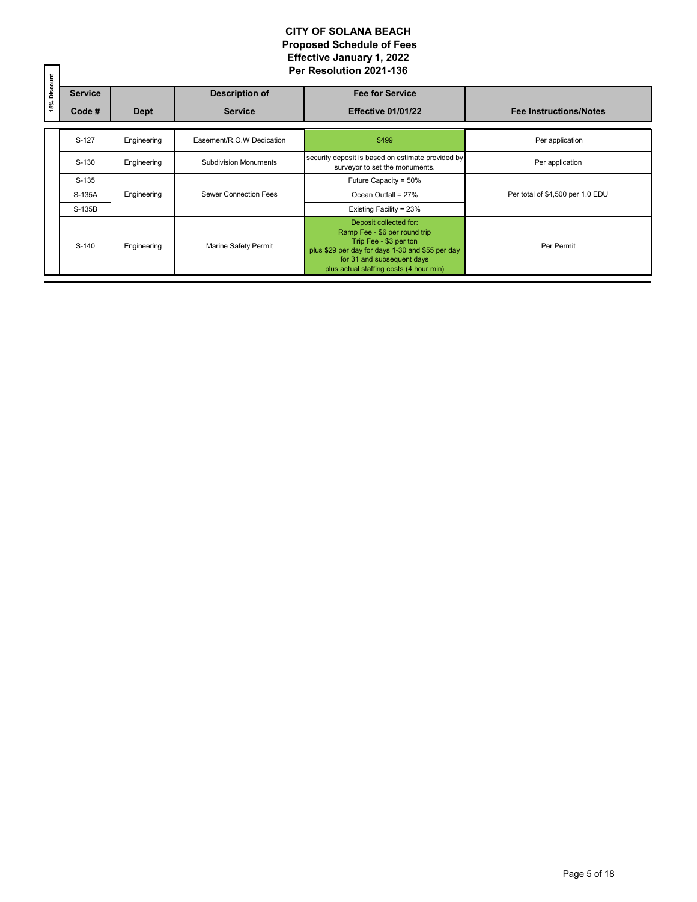# CITY OF SOLANA BEACH
## Proposed Schedule of Fees
## Effective January 1, 2022
## Per Resolution 2021-136

| 15% Discount | Service Code # | Dept | Description of Service | Fee for Service Effective 01/01/22 | Fee Instructions/Notes |
|---|---|---|---|---|---|
| | S-127 | Engineering | Easement/R.O.W Dedication | $499 | Per application |
| | S-130 | Engineering | Subdivision Monuments | security deposit is based on estimate provided by surveyor to set the monuments. | Per application |
| | S-135 | Engineering | Sewer Connection Fees | Future Capacity = 50% | Per total of $4,500 per 1.0 EDU |
| | S-135A | | | Ocean Outfall = 27% | |
| | S-135B | | | Existing Facility = 23% | |
| | S-140 | Engineering | Marine Safety Permit | Deposit collected for: Ramp Fee - $6 per round trip Trip Fee - $3 per ton plus $29 per day for days 1-30 and $55 per day for 31 and subsequent days plus actual staffing costs (4 hour min) | Per Permit |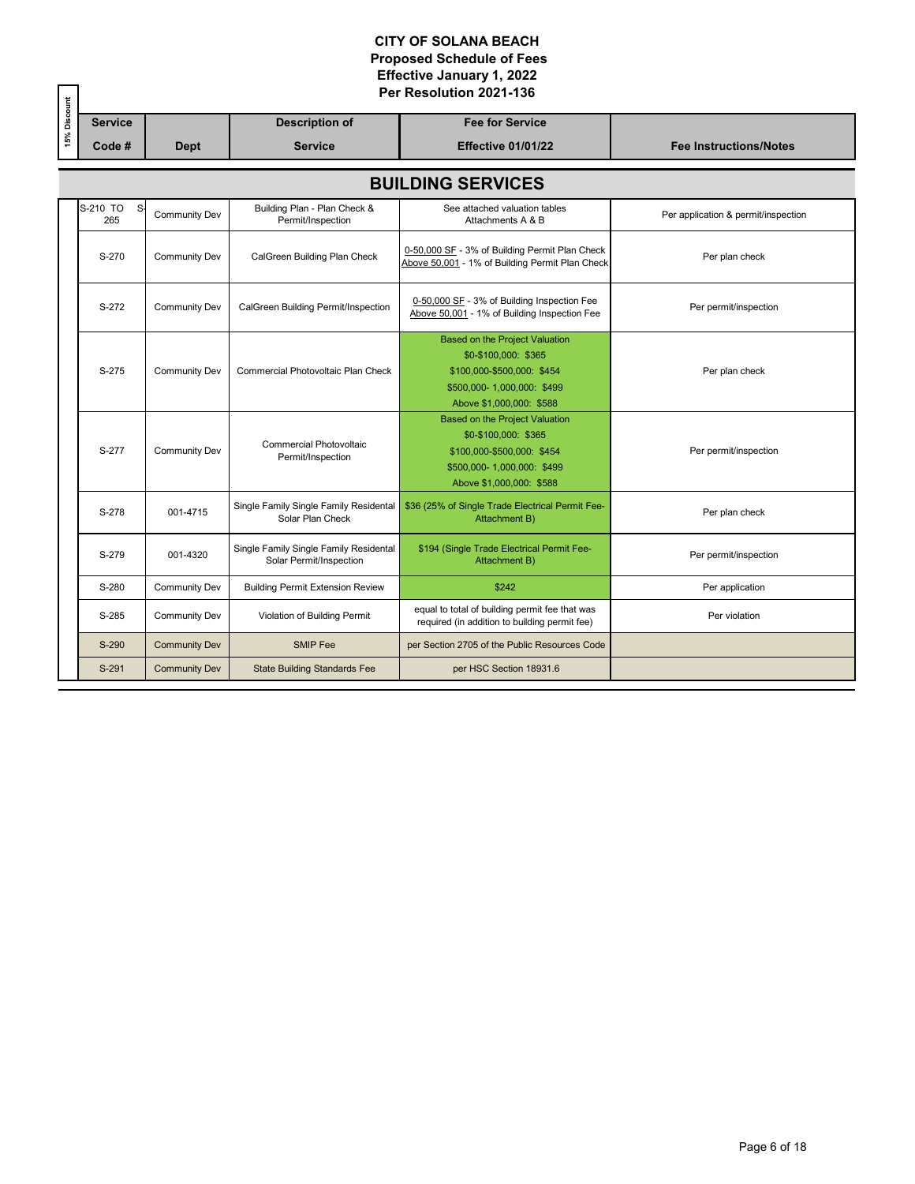# CITY OF SOLANA BEACH
## Proposed Schedule of Fees
## Effective January 1, 2022
## Per Resolution 2021-136

| 15% Discount | Service Code # | Dept | Description of Service | Fee for Service Effective 01/01/22 | Fee Instructions/Notes |
|---|---|---|---|---|---|
| | **BUILDING SERVICES** | | | | |
| | S-210 TO S-265 | Community Dev | Building Plan - Plan Check & Permit/Inspection | See attached valuation tables Attachments A & B | Per application & permit/inspection |
| | S-270 | Community Dev | CalGreen Building Plan Check | 0-50,000 SF - 3% of Building Permit Plan Check<br>Above 50,001 - 1% of Building Permit Plan Check | Per plan check |
| | S-272 | Community Dev | CalGreen Building Permit/Inspection | 0-50,000 SF - 3% of Building Inspection Fee<br>Above 50,001 - 1% of Building Inspection Fee | Per permit/inspection |
| | S-275 | Community Dev | Commercial Photovoltaic Plan Check | Based on the Project Valuation<br>$0-$100,000: $365<br>$100,000-$500,000: $454<br>$500,000- 1,000,000: $499<br>Above $1,000,000: $588 | Per plan check |
| | S-277 | Community Dev | Commercial Photovoltaic Permit/Inspection | Based on the Project Valuation<br>$0-$100,000: $365<br>$100,000-$500,000: $454<br>$500,000- 1,000,000: $499<br>Above $1,000,000: $588 | Per permit/inspection |
| | S-278 | 001-4715 | Single Family Single Family Residental Solar Plan Check | $36 (25% of Single Trade Electrical Permit Fee- Attachment B) | Per plan check |
| | S-279 | 001-4320 | Single Family Single Family Residental Solar Permit/Inspection | $194 (Single Trade Electrical Permit Fee- Attachment B) | Per permit/inspection |
| | S-280 | Community Dev | Building Permit Extension Review | $242 | Per application |
| | S-285 | Community Dev | Violation of Building Permit | equal to total of building permit fee that was required (in addition to building permit fee) | Per violation |
| | S-290 | Community Dev | SMIP Fee | per Section 2705 of the Public Resources Code | |
| | S-291 | Community Dev | State Building Standards Fee | per HSC Section 18931.6 | |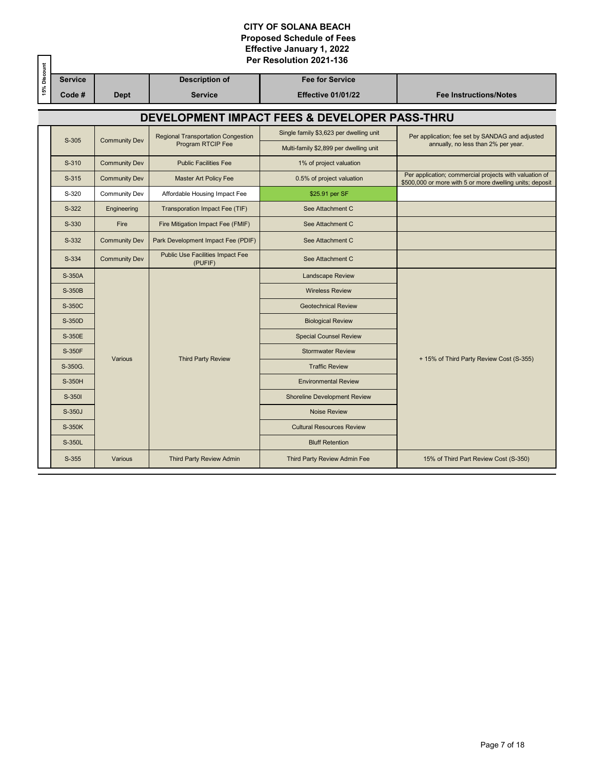**CITY OF SOLANA BEACH**
**Proposed Schedule of Fees**
**Effective January 1, 2022**
**Per Resolution 2021-136**

## DEVELOPMENT IMPACT FEES & DEVELOPER PASS-THRU

| 15% Discount | Service Code # | Dept | Description of Service | Fee for Service Effective 01/01/22 | Fee Instructions/Notes |
|---|---|---|---|---|---|
| | S-305 | Community Dev | Regional Transportation Congestion Program RTCIP Fee | Single family $3,623 per dwelling unit | Per application; fee set by SANDAG and adjusted annually, no less than 2% per year. |
| | | | | Multi-family $2,899 per dwelling unit | |
| | S-310 | Community Dev | Public Facilities Fee | 1% of project valuation | |
| | S-315 | Community Dev | Master Art Policy Fee | 0.5% of project valuation | Per application; commercial projects with valuation of $500,000 or more with 5 or more dwelling units; deposit |
| | S-320 | Community Dev | Affordable Housing Impact Fee | $25.91 per SF | |
| | S-322 | Engineering | Transporation Impact Fee (TIF) | See Attachment C | |
| | S-330 | Fire | Fire Mitigation Impact Fee (FMIF) | See Attachment C | |
| | S-332 | Community Dev | Park Development Impact Fee (PDIF) | See Attachment C | |
| | S-334 | Community Dev | Public Use Facilities Impact Fee (PUFIF) | See Attachment C | |
| | S-350A | Various | Third Party Review | Landscape Review | + 15% of Third Party Review Cost (S-355) |
| | S-350B | | | Wireless Review | |
| | S-350C | | | Geotechnical Review | |
| | S-350D | | | Biological Review | |
| | S-350E | | | Special Counsel Review | |
| | S-350F | | | Stormwater Review | |
| | S-350G. | | | Traffic Review | |
| | S-350H | | | Environmental Review | |
| | S-350I | | | Shoreline Development Review | |
| | S-350J | | | Noise Review | |
| | S-350K | | | Cultural Resources Review | |
| | S-350L | | | Bluff Retention | |
| | S-355 | Various | Third Party Review Admin | Third Party Review Admin Fee | 15% of Third Part Review Cost (S-350) |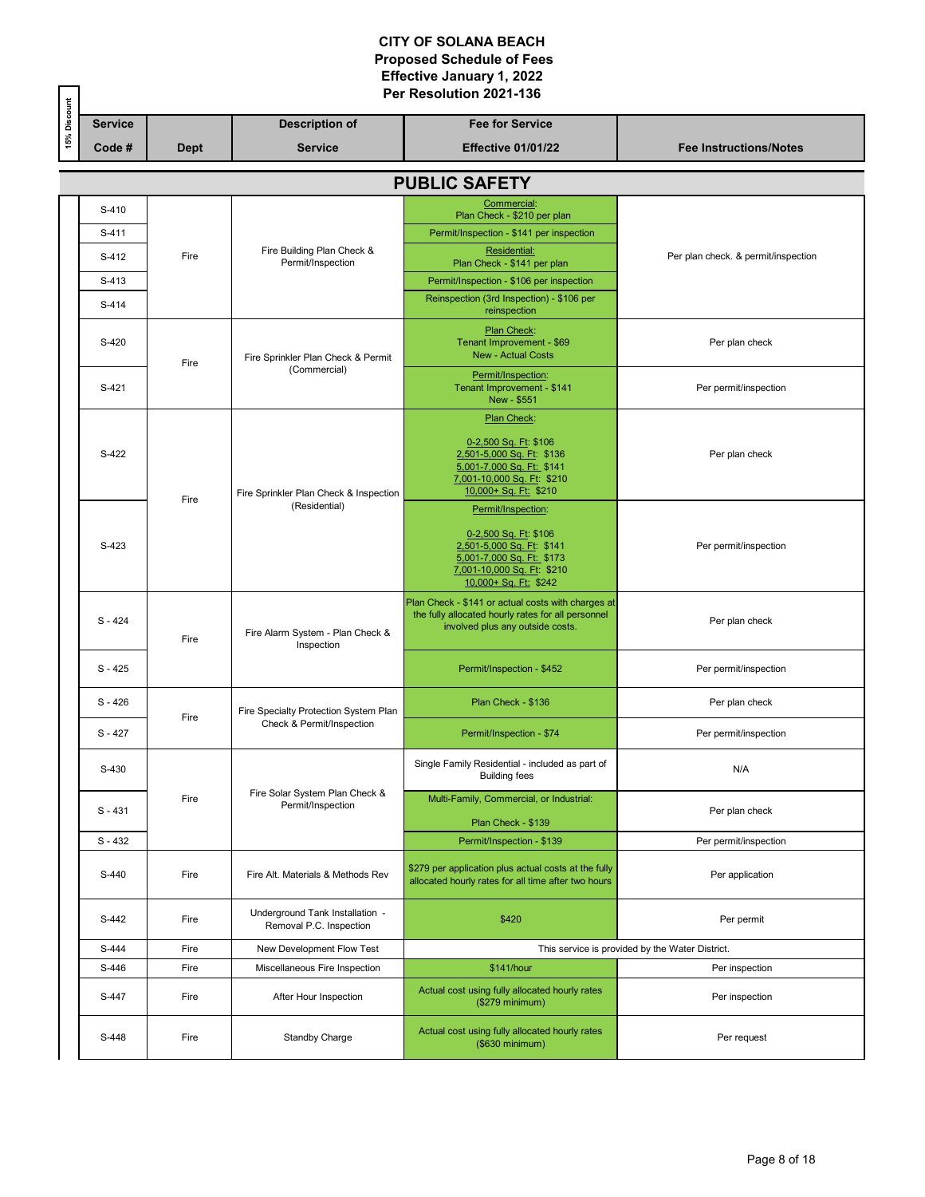# CITY OF SOLANA BEACH
## Proposed Schedule of Fees
## Effective January 1, 2022
## Per Resolution 2021-136

| 15% Discount | Service Code # | Dept | Description of Service | Fee for Service Effective 01/01/22 | Fee Instructions/Notes |
|---|---|---|---|---|---|
| | **PUBLIC SAFETY** | | | | |
| | S-410 | Fire | Fire Building Plan Check & Permit/Inspection | Commercial: Plan Check - $210 per plan | Per plan check. & permit/inspection |
| | S-411 | | | Permit/Inspection - $141 per inspection | |
| | S-412 | | | Residential: Plan Check - $141 per plan | |
| | S-413 | | | Permit/Inspection - $106 per inspection | |
| | S-414 | | | Reinspection (3rd Inspection) - $106 per reinspection | |
| | S-420 | Fire | Fire Sprinkler Plan Check & Permit (Commercial) | Plan Check: Tenant Improvement - $69 New - Actual Costs | Per plan check |
| | S-421 | | | Permit/Inspection: Tenant Improvement - $141 New - $551 | Per permit/inspection |
| | S-422 | Fire | Fire Sprinkler Plan Check & Inspection (Residential) | Plan Check: 0-2,500 Sq. Ft: $106 2,501-5,000 Sq. Ft: $136 5,001-7,000 Sq. Ft: $141 7,001-10,000 Sq. Ft: $210 10,000+ Sq. Ft: $210 | Per plan check |
| | S-423 | | | Permit/Inspection: 0-2,500 Sq. Ft: $106 2,501-5,000 Sq. Ft: $141 5,001-7,000 Sq. Ft: $173 7,001-10,000 Sq. Ft: $210 10,000+ Sq. Ft: $242 | Per permit/inspection |
| | S - 424 | Fire | Fire Alarm System - Plan Check & Inspection | Plan Check - $141 or actual costs with charges at the fully allocated hourly rates for all personnel involved plus any outside costs. | Per plan check |
| | S - 425 | | | Permit/Inspection - $452 | Per permit/inspection |
| | S - 426 | Fire | Fire Specialty Protection System Plan Check & Permit/Inspection | Plan Check - $136 | Per plan check |
| | S - 427 | | | Permit/Inspection - $74 | Per permit/inspection |
| | S-430 | Fire | Fire Solar System Plan Check & Permit/Inspection | Single Family Residential - included as part of Building fees | N/A |
| | S - 431 | | | Multi-Family, Commercial, or Industrial: Plan Check - $139 | Per plan check |
| | S - 432 | | | Permit/Inspection - $139 | Per permit/inspection |
| | S-440 | Fire | Fire Alt. Materials & Methods Rev | $279 per application plus actual costs at the fully allocated hourly rates for all time after two hours | Per application |
| | S-442 | Fire | Underground Tank Installation - Removal P.C. Inspection | $420 | Per permit |
| | S-444 | Fire | New Development Flow Test | This service is provided by the Water District. | |
| | S-446 | Fire | Miscellaneous Fire Inspection | $141/hour | Per inspection |
| | S-447 | Fire | After Hour Inspection | Actual cost using fully allocated hourly rates ($279 minimum) | Per inspection |
| | S-448 | Fire | Standby Charge | Actual cost using fully allocated hourly rates ($630 minimum) | Per request |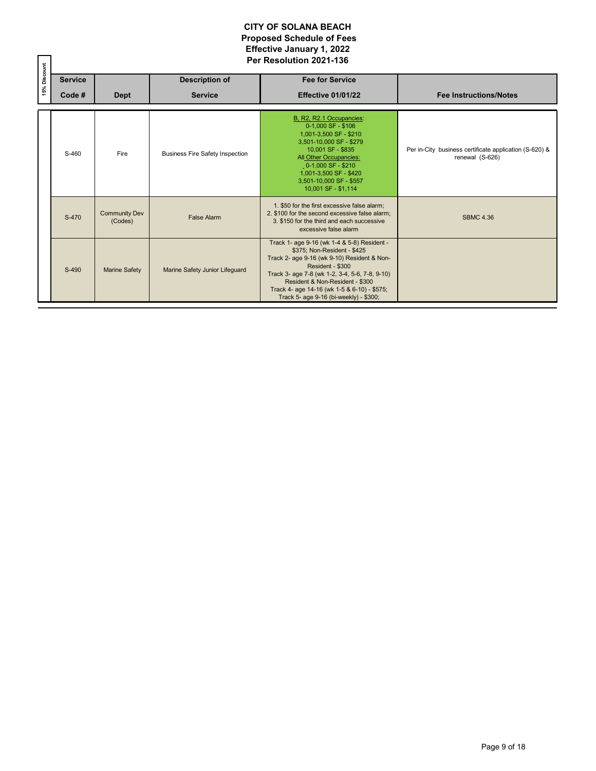# CITY OF SOLANA BEACH
## Proposed Schedule of Fees
## Effective January 1, 2022
## Per Resolution 2021-136

| 15% Discount | Service Code # | Dept | Description of Service | Fee for Service Effective 01/01/22 | Fee Instructions/Notes |
|---|---|---|---|---|---|
| | S-460 | Fire | Business Fire Safety Inspection | B, R2, R2.1 Occupancies:<br>0-1,000 SF - $106<br>1,001-3,500 SF - $210<br>3,501-10,000 SF - $279<br>10,001 SF - $835<br>All Other Occupancies:<br>0-1,000 SF - $210<br>1,001-3,500 SF - $420<br>3,501-10,000 SF - $557<br>10,001 SF - $1,114 | Per in-City business certificate application (S-620) & renewal (S-626) |
| | S-470 | Community Dev (Codes) | False Alarm | 1. $50 for the first excessive false alarm;<br>2. $100 for the second excessive false alarm;<br>3. $150 for the third and each successive excessive false alarm | SBMC 4.36 |
| | S-490 | Marine Safety | Marine Safety Junior Lifeguard | Track 1- age 9-16 (wk 1-4 & 5-8) Resident - $375; Non-Resident - $425<br>Track 2- age 9-16 (wk 9-10) Resident & Non-Resident - $300<br>Track 3- age 7-8 (wk 1-2, 3-4, 5-6, 7-8, 9-10) Resident & Non-Resident - $300<br>Track 4- age 14-16 (wk 1-5 & 6-10) - $575;<br>Track 5- age 9-16 (bi-weekly) - $300; | |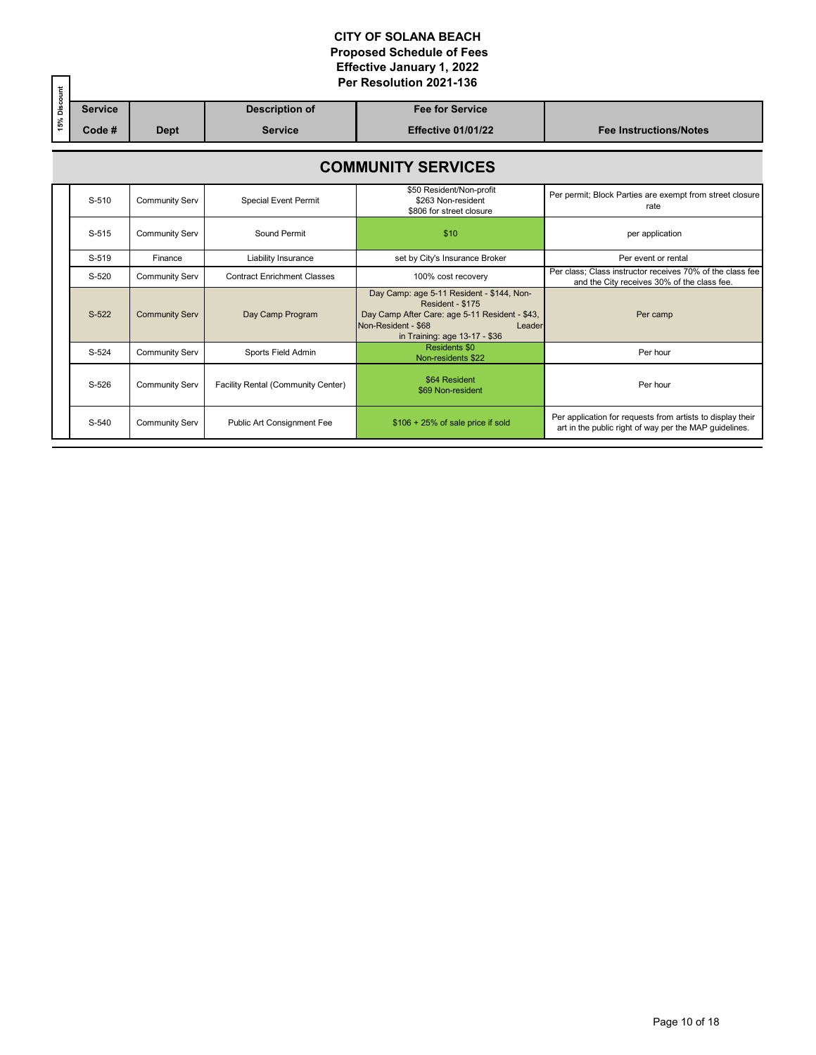# CITY OF SOLANA BEACH
## Proposed Schedule of Fees
## Effective January 1, 2022
## Per Resolution 2021-136

| 15% Discount | Service Code # | Dept | Description of Service | Fee for Service Effective 01/01/22 | Fee Instructions/Notes |
|---|---|---|---|---|---|
| | **COMMUNITY SERVICES** | | | | |
| | S-510 | Community Serv | Special Event Permit | \$50 Resident/Non-profit<br>\$263 Non-resident<br>\$806 for street closure | Per permit; Block Parties are exempt from street closure rate |
| | S-515 | Community Serv | Sound Permit | \$10 | per application |
| | S-519 | Finance | Liability Insurance | set by City's Insurance Broker | Per event or rental |
| | S-520 | Community Serv | Contract Enrichment Classes | 100% cost recovery | Per class; Class instructor receives 70% of the class fee and the City receives 30% of the class fee. |
| | S-522 | Community Serv | Day Camp Program | Day Camp: age 5-11 Resident - \$144, Non-Resident - \$175<br>Day Camp After Care: age 5-11 Resident - \$43, Non-Resident - \$68<br>Leader in Training: age 13-17 - \$36 | Per camp |
| | S-524 | Community Serv | Sports Field Admin | Residents \$0<br>Non-residents \$22 | Per hour |
| | S-526 | Community Serv | Facility Rental (Community Center) | \$64 Resident<br>\$69 Non-resident | Per hour |
| | S-540 | Community Serv | Public Art Consignment Fee | \$106 + 25% of sale price if sold | Per application for requests from artists to display their art in the public right of way per the MAP guidelines. |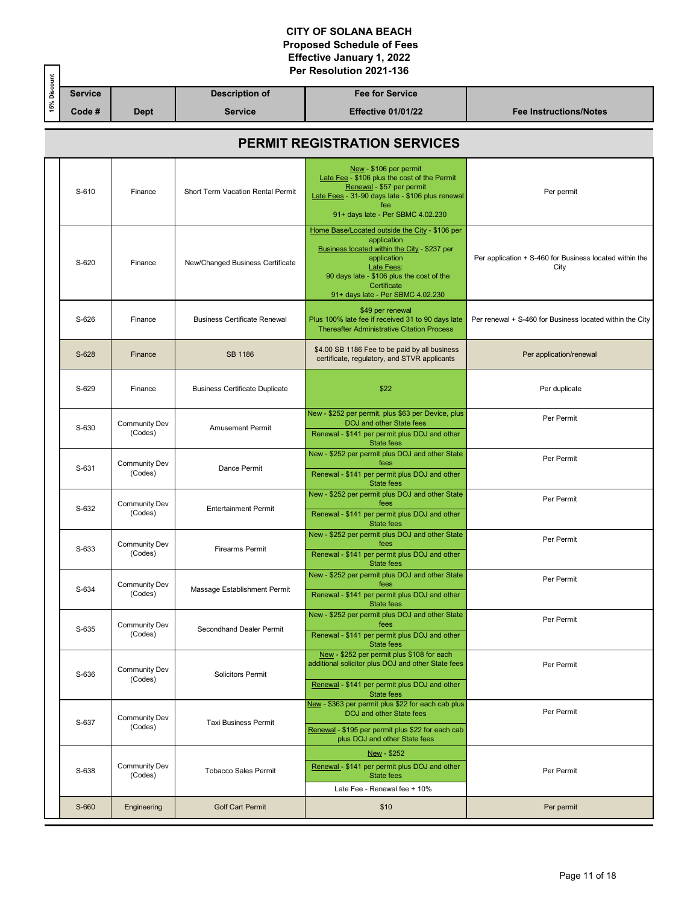# CITY OF SOLANA BEACH
## Proposed Schedule of Fees
## Effective January 1, 2022
## Per Resolution 2021-136

| 15% Discount | Service Code # | Dept | Description of Service | Fee for Service Effective 01/01/22 | Fee Instructions/Notes |
|---|---|---|---|---|---|
| | **PERMIT REGISTRATION SERVICES** | | | | |
| | S-610 | Finance | Short Term Vacation Rental Permit | New - $106 per permit<br>Late Fee - $106 plus the cost of the Permit<br>Renewal - $57 per permit<br>Late Fees - 31-90 days late - $106 plus renewal fee<br>91+ days late - Per SBMC 4.02.230 | Per permit |
| | S-620 | Finance | New/Changed Business Certificate | Home Base/Located outside the City - $106 per application<br>Business located within the City - $237 per application<br>Late Fees:<br>90 days late - $106 plus the cost of the Certificate<br>91+ days late - Per SBMC 4.02.230 | Per application + S-460 for Business located within the City |
| | S-626 | Finance | Business Certificate Renewal | $49 per renewal<br>Plus 100% late fee if received 31 to 90 days late<br>Thereafter Administrative Citation Process | Per renewal + S-460 for Business located within the City |
| | S-628 | Finance | SB 1186 | $4.00 SB 1186 Fee to be paid by all business certificate, regulatory, and STVR applicants | Per application/renewal |
| | S-629 | Finance | Business Certificate Duplicate | $22 | Per duplicate |
| | S-630 | Community Dev (Codes) | Amusement Permit | New - $252 per permit, plus $63 per Device, plus DOJ and other State fees<br>Renewal - $141 per permit plus DOJ and other State fees | Per Permit |
| | S-631 | Community Dev (Codes) | Dance Permit | New - $252 per permit plus DOJ and other State fees<br>Renewal - $141 per permit plus DOJ and other State fees | Per Permit |
| | S-632 | Community Dev (Codes) | Entertainment Permit | New - $252 per permit plus DOJ and other State fees<br>Renewal - $141 per permit plus DOJ and other State fees | Per Permit |
| | S-633 | Community Dev (Codes) | Firearms Permit | New - $252 per permit plus DOJ and other State fees<br>Renewal - $141 per permit plus DOJ and other State fees | Per Permit |
| | S-634 | Community Dev (Codes) | Massage Establishment Permit | New - $252 per permit plus DOJ and other State fees<br>Renewal - $141 per permit plus DOJ and other State fees | Per Permit |
| | S-635 | Community Dev (Codes) | Secondhand Dealer Permit | New - $252 per permit plus DOJ and other State fees<br>Renewal - $141 per permit plus DOJ and other State fees | Per Permit |
| | S-636 | Community Dev (Codes) | Solicitors Permit | New - $252 per permit plus $108 for each additional solicitor plus DOJ and other State fees<br>Renewal - $141 per permit plus DOJ and other State fees | Per Permit |
| | S-637 | Community Dev (Codes) | Taxi Business Permit | New - $363 per permit plus $22 for each cab plus DOJ and other State fees<br>Renewal - $195 per permit plus $22 for each cab plus DOJ and other State fees | Per Permit |
| | S-638 | Community Dev (Codes) | Tobacco Sales Permit | New - $252<br>Renewal - $141 per permit plus DOJ and other State fees<br>Late Fee - Renewal fee + 10% | Per Permit |
| | S-660 | Engineering | Golf Cart Permit | $10 | Per permit |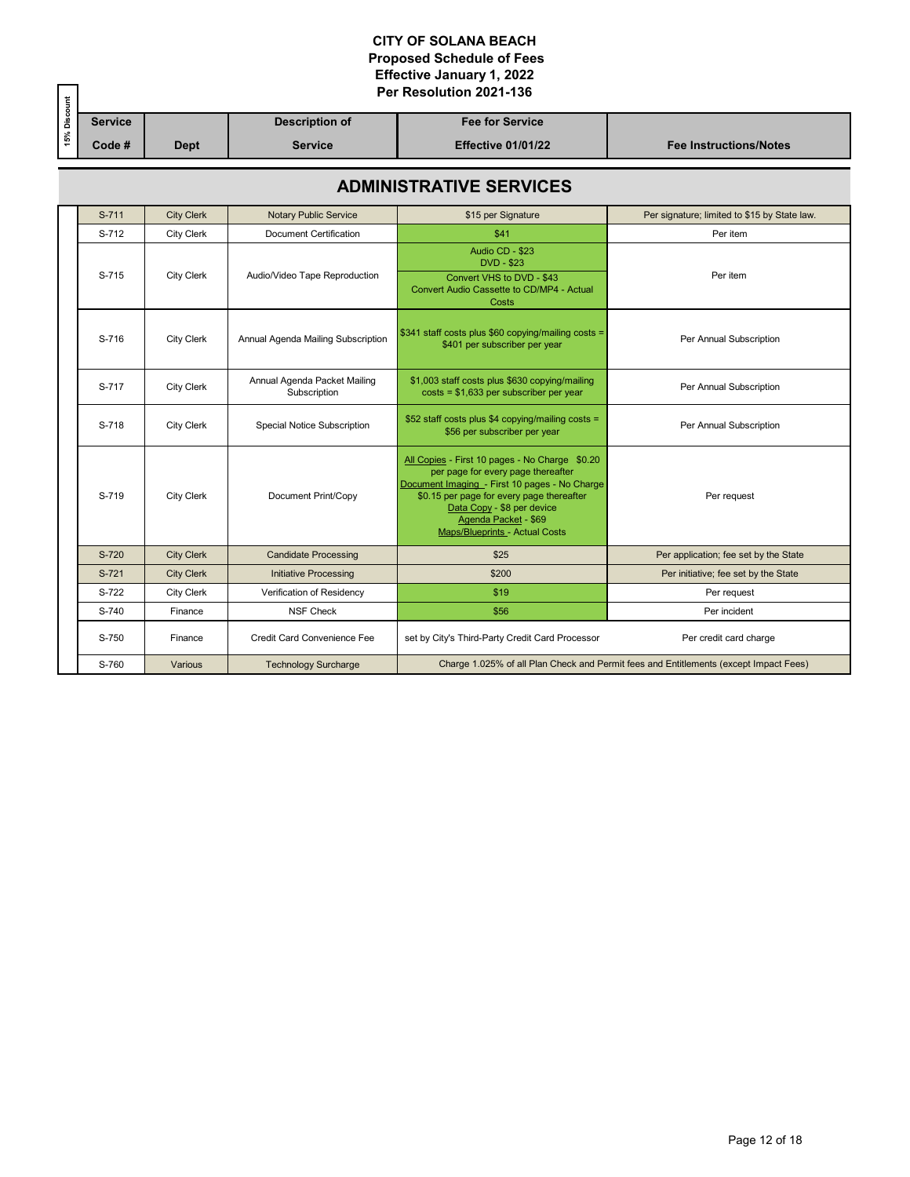# CITY OF SOLANA BEACH
## Proposed Schedule of Fees
## Effective January 1, 2022
## Per Resolution 2021-136

## ADMINISTRATIVE SERVICES

| 15% Discount | Service Code # | Dept | Description of Service | Fee for Service Effective 01/01/22 | Fee Instructions/Notes |
|---|---|---|---|---|---|
| | S-711 | City Clerk | Notary Public Service | $15 per Signature | Per signature; limited to $15 by State law. |
| | S-712 | City Clerk | Document Certification | $41 | Per item |
| | S-715 | City Clerk | Audio/Video Tape Reproduction | Audio CD - $23<br>DVD - $23<br>Convert VHS to DVD - $43<br>Convert Audio Cassette to CD/MP4 - Actual Costs | Per item |
| | S-716 | City Clerk | Annual Agenda Mailing Subscription | $341 staff costs plus $60 copying/mailing costs = $401 per subscriber per year | Per Annual Subscription |
| | S-717 | City Clerk | Annual Agenda Packet Mailing Subscription | $1,003 staff costs plus $630 copying/mailing costs = $1,633 per subscriber per year | Per Annual Subscription |
| | S-718 | City Clerk | Special Notice Subscription | $52 staff costs plus $4 copying/mailing costs = $56 per subscriber per year | Per Annual Subscription |
| | S-719 | City Clerk | Document Print/Copy | All Copies - First 10 pages - No Charge $0.20 per page for every page thereafter<br>Document Imaging - First 10 pages - No Charge $0.15 per page for every page thereafter<br>Data Copy - $8 per device<br>Agenda Packet - $69<br>Maps/Blueprints - Actual Costs | Per request |
| | S-720 | City Clerk | Candidate Processing | $25 | Per application; fee set by the State |
| | S-721 | City Clerk | Initiative Processing | $200 | Per initiative; fee set by the State |
| | S-722 | City Clerk | Verification of Residency | $19 | Per request |
| | S-740 | Finance | NSF Check | $56 | Per incident |
| | S-750 | Finance | Credit Card Convenience Fee | set by City's Third-Party Credit Card Processor | Per credit card charge |
| | S-760 | Various | Technology Surcharge | Charge 1.025% of all Plan Check and Permit fees and Entitlements (except Impact Fees) | |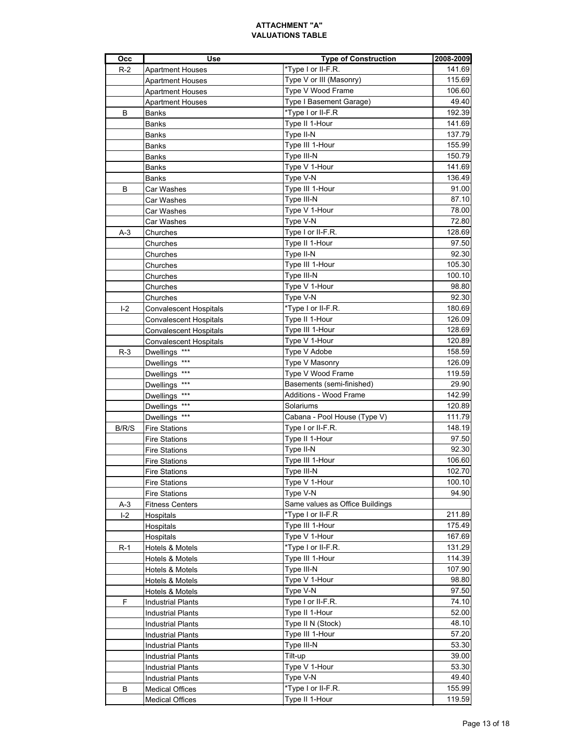**ATTACHMENT "A"**
**VALUATIONS TABLE**

| Occ | Use | Type of Construction | 2008-2009 |
|---|---|---|---|
| R-2 | Apartment Houses | *Type I or II-F.R. | 141.69 |
| | Apartment Houses | Type V or III (Masonry) | 115.69 |
| | Apartment Houses | Type V Wood Frame | 106.60 |
| | Apartment Houses | Type I Basement Garage) | 49.40 |
| B | Banks | *Type I or II-F.R | 192.39 |
| | Banks | Type II 1-Hour | 141.69 |
| | Banks | Type II-N | 137.79 |
| | Banks | Type III 1-Hour | 155.99 |
| | Banks | Type III-N | 150.79 |
| | Banks | Type V 1-Hour | 141.69 |
| | Banks | Type V-N | 136.49 |
| B | Car Washes | Type III 1-Hour | 91.00 |
| | Car Washes | Type III-N | 87.10 |
| | Car Washes | Type V 1-Hour | 78.00 |
| | Car Washes | Type V-N | 72.80 |
| A-3 | Churches | Type I or II-F.R. | 128.69 |
| | Churches | Type II 1-Hour | 97.50 |
| | Churches | Type II-N | 92.30 |
| | Churches | Type III 1-Hour | 105.30 |
| | Churches | Type III-N | 100.10 |
| | Churches | Type V 1-Hour | 98.80 |
| | Churches | Type V-N | 92.30 |
| I-2 | Convalescent Hospitals | *Type I or II-F.R. | 180.69 |
| | Convalescent Hospitals | Type II 1-Hour | 126.09 |
| | Convalescent Hospitals | Type III 1-Hour | 128.69 |
| | Convalescent Hospitals | Type V 1-Hour | 120.89 |
| R-3 | Dwellings *** | Type V Adobe | 158.59 |
| | Dwellings *** | Type V Masonry | 126.09 |
| | Dwellings *** | Type V Wood Frame | 119.59 |
| | Dwellings *** | Basements (semi-finished) | 29.90 |
| | Dwellings *** | Additions - Wood Frame | 142.99 |
| | Dwellings *** | Solariums | 120.89 |
| | Dwellings *** | Cabana - Pool House (Type V) | 111.79 |
| B/R/S | Fire Stations | Type I or II-F.R. | 148.19 |
| | Fire Stations | Type II 1-Hour | 97.50 |
| | Fire Stations | Type II-N | 92.30 |
| | Fire Stations | Type III 1-Hour | 106.60 |
| | Fire Stations | Type III-N | 102.70 |
| | Fire Stations | Type V 1-Hour | 100.10 |
| | Fire Stations | Type V-N | 94.90 |
| A-3 | Fitness Centers | Same values as Office Buildings | |
| I-2 | Hospitals | *Type I or II-F.R | 211.89 |
| | Hospitals | Type III 1-Hour | 175.49 |
| | Hospitals | Type V 1-Hour | 167.69 |
| R-1 | Hotels & Motels | *Type I or II-F.R. | 131.29 |
| | Hotels & Motels | Type III 1-Hour | 114.39 |
| | Hotels & Motels | Type III-N | 107.90 |
| | Hotels & Motels | Type V 1-Hour | 98.80 |
| | Hotels & Motels | Type V-N | 97.50 |
| F | Industrial Plants | Type I or II-F.R. | 74.10 |
| | Industrial Plants | Type II 1-Hour | 52.00 |
| | Industrial Plants | Type II N (Stock) | 48.10 |
| | Industrial Plants | Type III 1-Hour | 57.20 |
| | Industrial Plants | Type III-N | 53.30 |
| | Industrial Plants | Tilt-up | 39.00 |
| | Industrial Plants | Type V 1-Hour | 53.30 |
| | Industrial Plants | Type V-N | 49.40 |
| B | Medical Offices | *Type I or II-F.R. | 155.99 |
| | Medical Offices | Type II 1-Hour | 119.59 |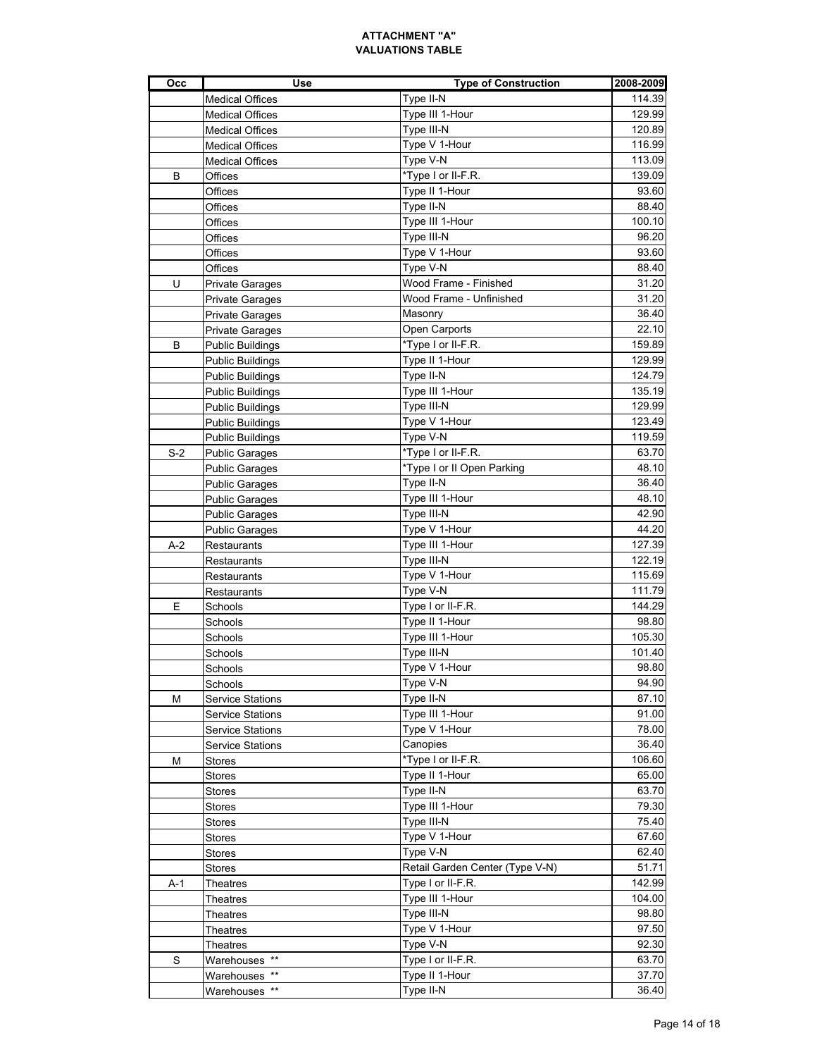**ATTACHMENT "A"**
**VALUATIONS TABLE**

| Occ | Use | Type of Construction | 2008-2009 |
|---|---|---|---|
| | Medical Offices | Type II-N | 114.39 |
| | Medical Offices | Type III 1-Hour | 129.99 |
| | Medical Offices | Type III-N | 120.89 |
| | Medical Offices | Type V 1-Hour | 116.99 |
| | Medical Offices | Type V-N | 113.09 |
| B | Offices | *Type I or II-F.R. | 139.09 |
| | Offices | Type II 1-Hour | 93.60 |
| | Offices | Type II-N | 88.40 |
| | Offices | Type III 1-Hour | 100.10 |
| | Offices | Type III-N | 96.20 |
| | Offices | Type V 1-Hour | 93.60 |
| | Offices | Type V-N | 88.40 |
| U | Private Garages | Wood Frame - Finished | 31.20 |
| | Private Garages | Wood Frame - Unfinished | 31.20 |
| | Private Garages | Masonry | 36.40 |
| | Private Garages | Open Carports | 22.10 |
| B | Public Buildings | *Type I or II-F.R. | 159.89 |
| | Public Buildings | Type II 1-Hour | 129.99 |
| | Public Buildings | Type II-N | 124.79 |
| | Public Buildings | Type III 1-Hour | 135.19 |
| | Public Buildings | Type III-N | 129.99 |
| | Public Buildings | Type V 1-Hour | 123.49 |
| | Public Buildings | Type V-N | 119.59 |
| S-2 | Public Garages | *Type I or II-F.R. | 63.70 |
| | Public Garages | *Type I or II Open Parking | 48.10 |
| | Public Garages | Type II-N | 36.40 |
| | Public Garages | Type III 1-Hour | 48.10 |
| | Public Garages | Type III-N | 42.90 |
| | Public Garages | Type V 1-Hour | 44.20 |
| A-2 | Restaurants | Type III 1-Hour | 127.39 |
| | Restaurants | Type III-N | 122.19 |
| | Restaurants | Type V 1-Hour | 115.69 |
| | Restaurants | Type V-N | 111.79 |
| E | Schools | Type I or II-F.R. | 144.29 |
| | Schools | Type II 1-Hour | 98.80 |
| | Schools | Type III 1-Hour | 105.30 |
| | Schools | Type III-N | 101.40 |
| | Schools | Type V 1-Hour | 98.80 |
| | Schools | Type V-N | 94.90 |
| M | Service Stations | Type II-N | 87.10 |
| | Service Stations | Type III 1-Hour | 91.00 |
| | Service Stations | Type V 1-Hour | 78.00 |
| | Service Stations | Canopies | 36.40 |
| M | Stores | *Type I or II-F.R. | 106.60 |
| | Stores | Type II 1-Hour | 65.00 |
| | Stores | Type II-N | 63.70 |
| | Stores | Type III 1-Hour | 79.30 |
| | Stores | Type III-N | 75.40 |
| | Stores | Type V 1-Hour | 67.60 |
| | Stores | Type V-N | 62.40 |
| | Stores | Retail Garden Center (Type V-N) | 51.71 |
| A-1 | Theatres | Type I or II-F.R. | 142.99 |
| | Theatres | Type III 1-Hour | 104.00 |
| | Theatres | Type III-N | 98.80 |
| | Theatres | Type V 1-Hour | 97.50 |
| | Theatres | Type V-N | 92.30 |
| S | Warehouses ** | Type I or II-F.R. | 63.70 |
| | Warehouses ** | Type II 1-Hour | 37.70 |
| | Warehouses ** | Type II-N | 36.40 |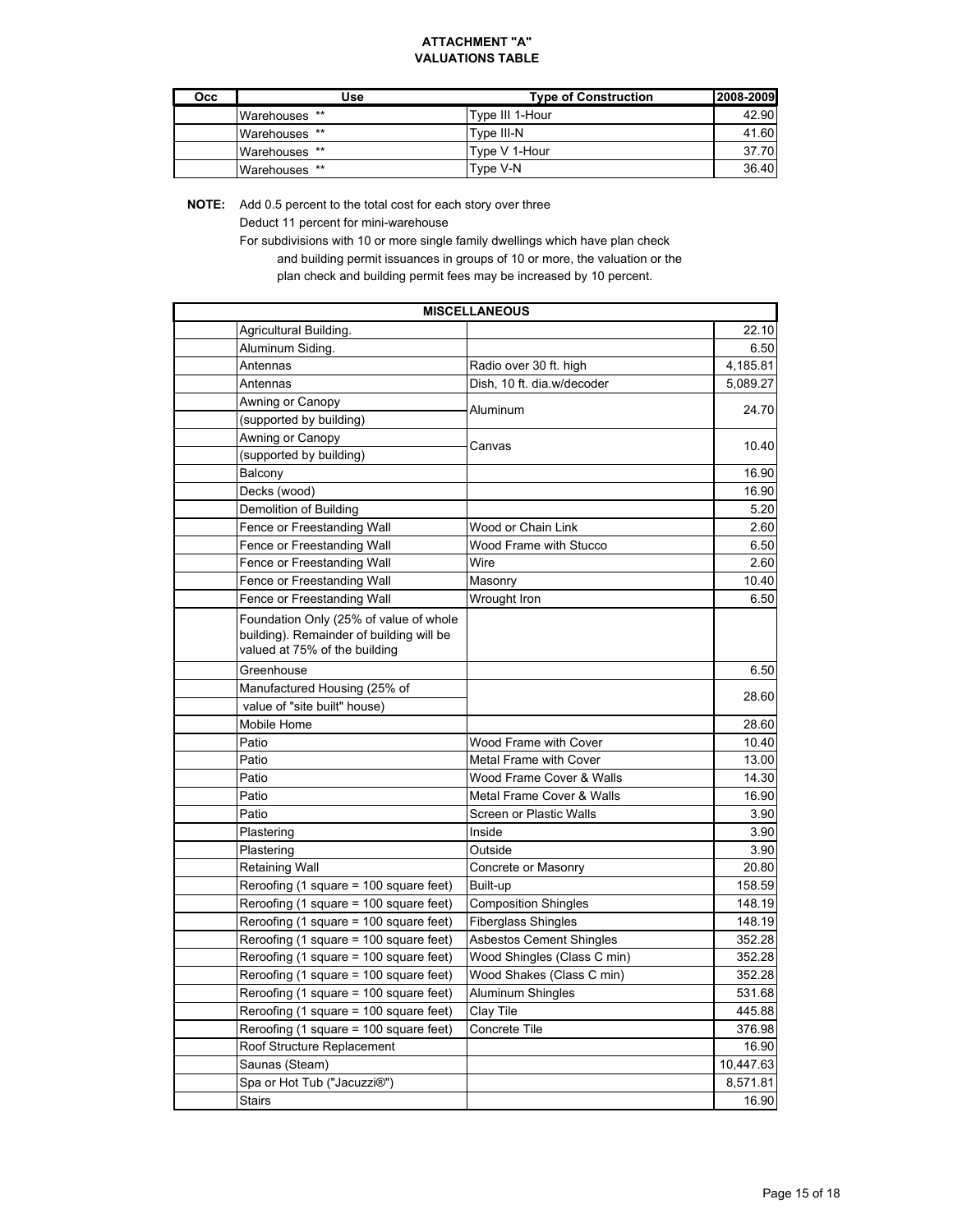# ATTACHMENT "A"
## VALUATIONS TABLE

| Occ | Use | Type of Construction | 2008-2009 |
|---|---|---|---|
| | Warehouses ** | Type III 1-Hour | 42.90 |
| | Warehouses ** | Type III-N | 41.60 |
| | Warehouses ** | Type V 1-Hour | 37.70 |
| | Warehouses ** | Type V-N | 36.40 |

**NOTE:** Add 0.5 percent to the total cost for each story over three
Deduct 11 percent for mini-warehouse
For subdivisions with 10 or more single family dwellings which have plan check and building permit issuances in groups of 10 or more, the valuation or the plan check and building permit fees may be increased by 10 percent.

| MISCELLANEOUS | | | |
|---|---|---|---|
| | Agricultural Building. | | 22.10 |
| | Aluminum Siding. | | 6.50 |
| | Antennas | Radio over 30 ft. high | 4,185.81 |
| | Antennas | Dish, 10 ft. dia.w/decoder | 5,089.27 |
| | Awning or Canopy (supported by building) | Aluminum | 24.70 |
| | Awning or Canopy (supported by building) | Canvas | 10.40 |
| | Balcony | | 16.90 |
| | Decks (wood) | | 16.90 |
| | Demolition of Building | | 5.20 |
| | Fence or Freestanding Wall | Wood or Chain Link | 2.60 |
| | Fence or Freestanding Wall | Wood Frame with Stucco | 6.50 |
| | Fence or Freestanding Wall | Wire | 2.60 |
| | Fence or Freestanding Wall | Masonry | 10.40 |
| | Fence or Freestanding Wall | Wrought Iron | 6.50 |
| | Foundation Only (25% of value of whole building). Remainder of building will be valued at 75% of the building | | |
| | Greenhouse | | 6.50 |
| | Manufactured Housing (25% of value of "site built" house) | | 28.60 |
| | Mobile Home | | 28.60 |
| | Patio | Wood Frame with Cover | 10.40 |
| | Patio | Metal Frame with Cover | 13.00 |
| | Patio | Wood Frame Cover & Walls | 14.30 |
| | Patio | Metal Frame Cover & Walls | 16.90 |
| | Patio | Screen or Plastic Walls | 3.90 |
| | Plastering | Inside | 3.90 |
| | Plastering | Outside | 3.90 |
| | Retaining Wall | Concrete or Masonry | 20.80 |
| | Reroofing (1 square = 100 square feet) | Built-up | 158.59 |
| | Reroofing (1 square = 100 square feet) | Composition Shingles | 148.19 |
| | Reroofing (1 square = 100 square feet) | Fiberglass Shingles | 148.19 |
| | Reroofing (1 square = 100 square feet) | Asbestos Cement Shingles | 352.28 |
| | Reroofing (1 square = 100 square feet) | Wood Shingles (Class C min) | 352.28 |
| | Reroofing (1 square = 100 square feet) | Wood Shakes (Class C min) | 352.28 |
| | Reroofing (1 square = 100 square feet) | Aluminum Shingles | 531.68 |
| | Reroofing (1 square = 100 square feet) | Clay Tile | 445.88 |
| | Reroofing (1 square = 100 square feet) | Concrete Tile | 376.98 |
| | Roof Structure Replacement | | 16.90 |
| | Saunas (Steam) | | 10,447.63 |
| | Spa or Hot Tub ("Jacuzzi®") | | 8,571.81 |
| | Stairs | | 16.90 |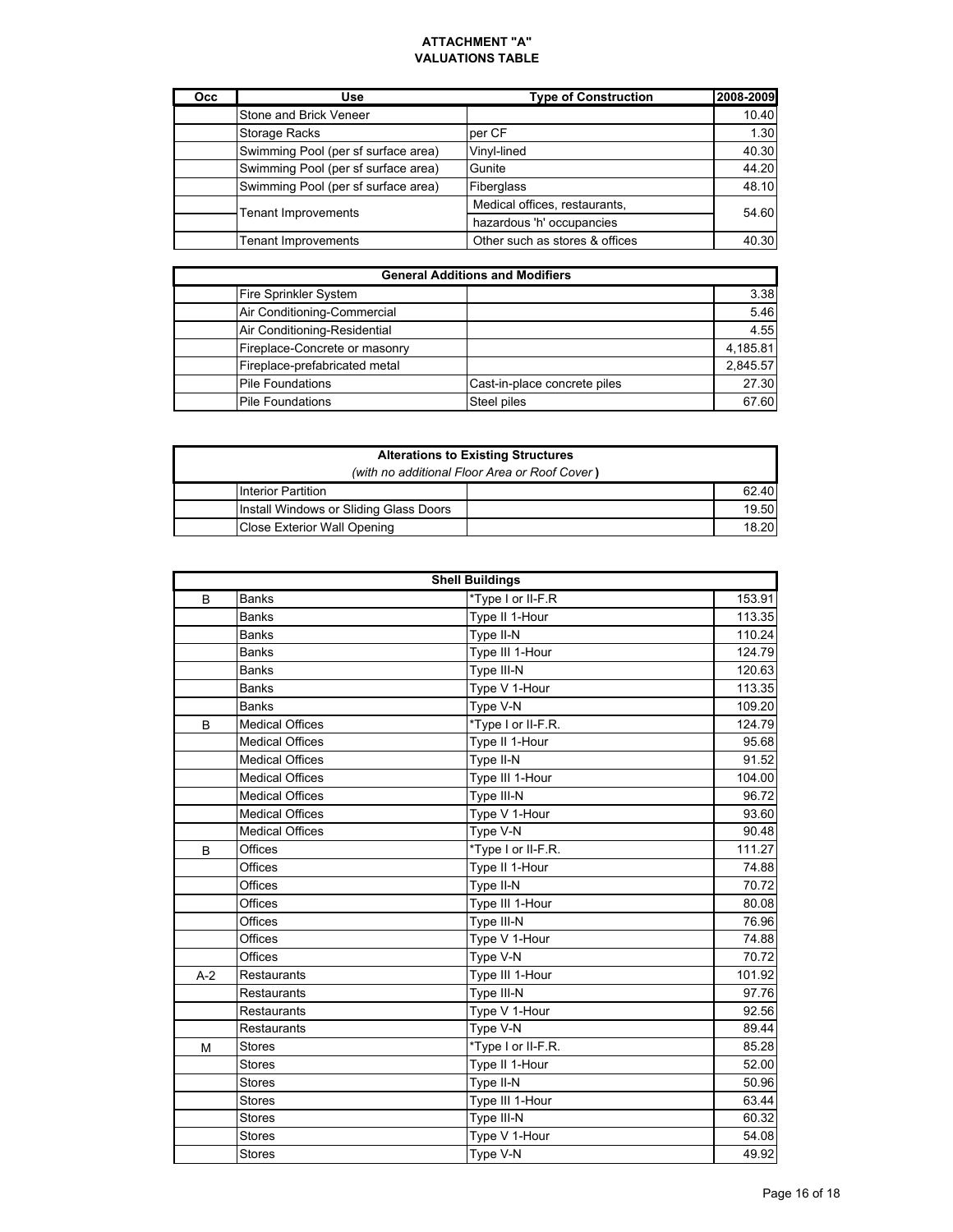**ATTACHMENT "A"**
**VALUATIONS TABLE**

| Occ | Use | Type of Construction | 2008-2009 |
|---|---|---|---|
| | Stone and Brick Veneer | | 10.40 |
| | Storage Racks | per CF | 1.30 |
| | Swimming Pool (per sf surface area) | Vinyl-lined | 40.30 |
| | Swimming Pool (per sf surface area) | Gunite | 44.20 |
| | Swimming Pool (per sf surface area) | Fiberglass | 48.10 |
| | Tenant Improvements | Medical offices, restaurants, hazardous 'h' occupancies | 54.60 |
| | Tenant Improvements | Other such as stores & offices | 40.30 |

| General Additions and Modifiers | | | |
|---|---|---|---|
| | Fire Sprinkler System | | 3.38 |
| | Air Conditioning-Commercial | | 5.46 |
| | Air Conditioning-Residential | | 4.55 |
| | Fireplace-Concrete or masonry | | 4,185.81 |
| | Fireplace-prefabricated metal | | 2,845.57 |
| | Pile Foundations | Cast-in-place concrete piles | 27.30 |
| | Pile Foundations | Steel piles | 67.60 |

| Alterations to Existing Structures *(with no additional Floor Area or Roof Cover)* | | | |
|---|---|---|---|
| | Interior Partition | | 62.40 |
| | Install Windows or Sliding Glass Doors | | 19.50 |
| | Close Exterior Wall Opening | | 18.20 |

| Shell Buildings | | | |
|---|---|---|---|
| B | Banks | *Type I or II-F.R | 153.91 |
| | Banks | Type II 1-Hour | 113.35 |
| | Banks | Type II-N | 110.24 |
| | Banks | Type III 1-Hour | 124.79 |
| | Banks | Type III-N | 120.63 |
| | Banks | Type V 1-Hour | 113.35 |
| | Banks | Type V-N | 109.20 |
| B | Medical Offices | *Type I or II-F.R. | 124.79 |
| | Medical Offices | Type II 1-Hour | 95.68 |
| | Medical Offices | Type II-N | 91.52 |
| | Medical Offices | Type III 1-Hour | 104.00 |
| | Medical Offices | Type III-N | 96.72 |
| | Medical Offices | Type V 1-Hour | 93.60 |
| | Medical Offices | Type V-N | 90.48 |
| B | Offices | *Type I or II-F.R. | 111.27 |
| | Offices | Type II 1-Hour | 74.88 |
| | Offices | Type II-N | 70.72 |
| | Offices | Type III 1-Hour | 80.08 |
| | Offices | Type III-N | 76.96 |
| | Offices | Type V 1-Hour | 74.88 |
| | Offices | Type V-N | 70.72 |
| A-2 | Restaurants | Type III 1-Hour | 101.92 |
| | Restaurants | Type III-N | 97.76 |
| | Restaurants | Type V 1-Hour | 92.56 |
| | Restaurants | Type V-N | 89.44 |
| M | Stores | *Type I or II-F.R. | 85.28 |
| | Stores | Type II 1-Hour | 52.00 |
| | Stores | Type II-N | 50.96 |
| | Stores | Type III 1-Hour | 63.44 |
| | Stores | Type III-N | 60.32 |
| | Stores | Type V 1-Hour | 54.08 |
| | Stores | Type V-N | 49.92 |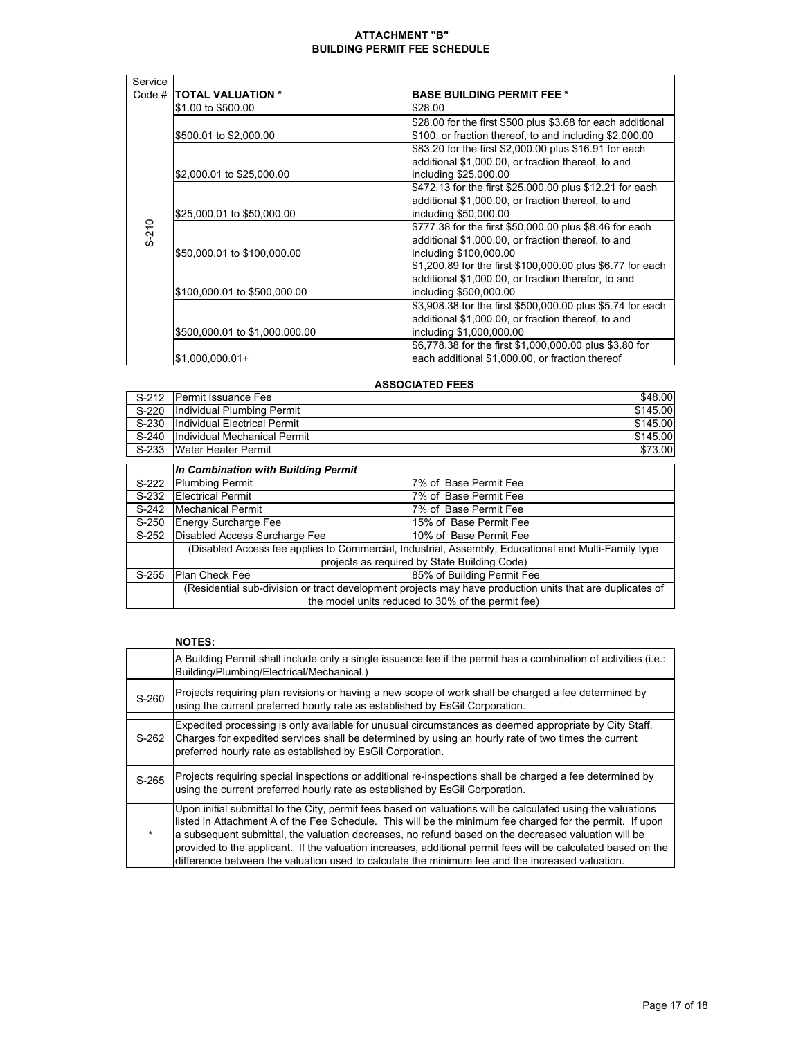# ATTACHMENT "B"
## BUILDING PERMIT FEE SCHEDULE

| Service Code # | TOTAL VALUATION * | BASE BUILDING PERMIT FEE * |
|---|---|---|
| S-210 | $1.00 to $500.00 | $28.00 |
| | $500.01 to $2,000.00 | $28.00 for the first $500 plus $3.68 for each additional $100, or fraction thereof, to and including $2,000.00 |
| | $2,000.01 to $25,000.00 | $83.20 for the first $2,000.00 plus $16.91 for each additional $1,000.00, or fraction thereof, to and including $25,000.00 |
| | $25,000.01 to $50,000.00 | $472.13 for the first $25,000.00 plus $12.21 for each additional $1,000.00, or fraction thereof, to and including $50,000.00 |
| | $50,000.01 to $100,000.00 | $777.38 for the first $50,000.00 plus $8.46 for each additional $1,000.00, or fraction thereof, to and including $100,000.00 |
| | $100,000.01 to $500,000.00 | $1,200.89 for the first $100,000.00 plus $6.77 for each additional $1,000.00, or fraction therefor, to and including $500,000.00 |
| | $500,000.01 to $1,000,000.00 | $3,908.38 for the first $500,000.00 plus $5.74 for each additional $1,000.00, or fraction thereof, to and including $1,000,000.00 |
| | $1,000,000.01+ | $6,778.38 for the first $1,000,000.00 plus $3.80 for each additional $1,000.00, or fraction thereof |

### ASSOCIATED FEES

| Code | Fee | Amount |
|---|---|---|
| S-212 | Permit Issuance Fee | $48.00 |
| S-220 | Individual Plumbing Permit | $145.00 |
| S-230 | Individual Electrical Permit | $145.00 |
| S-240 | Individual Mechanical Permit | $145.00 |
| S-233 | Water Heater Permit | $73.00 |

| Code | *In Combination with Building Permit* | |
|---|---|---|
| S-222 | Plumbing Permit | 7% of Base Permit Fee |
| S-232 | Electrical Permit | 7% of Base Permit Fee |
| S-242 | Mechanical Permit | 7% of Base Permit Fee |
| S-250 | Energy Surcharge Fee | 15% of Base Permit Fee |
| S-252 | Disabled Access Surcharge Fee | 10% of Base Permit Fee |
| | (Disabled Access fee applies to Commercial, Industrial, Assembly, Educational and Multi-Family type projects as required by State Building Code) | |
| S-255 | Plan Check Fee | 85% of Building Permit Fee |
| | (Residential sub-division or tract development projects may have production units that are duplicates of the model units reduced to 30% of the permit fee) | |

### NOTES:

| Code | Note |
|---|---|
| | A Building Permit shall include only a single issuance fee if the permit has a combination of activities (i.e.: Building/Plumbing/Electrical/Mechanical.) |
| S-260 | Projects requiring plan revisions or having a new scope of work shall be charged a fee determined by using the current preferred hourly rate as established by EsGil Corporation. |
| S-262 | Expedited processing is only available for unusual circumstances as deemed appropriate by City Staff. Charges for expedited services shall be determined by using an hourly rate of two times the current preferred hourly rate as established by EsGil Corporation. |
| S-265 | Projects requiring special inspections or additional re-inspections shall be charged a fee determined by using the current preferred hourly rate as established by EsGil Corporation. |
| * | Upon initial submittal to the City, permit fees based on valuations will be calculated using the valuations listed in Attachment A of the Fee Schedule. This will be the minimum fee charged for the permit. If upon a subsequent submittal, the valuation decreases, no refund based on the decreased valuation will be provided to the applicant. If the valuation increases, additional permit fees will be calculated based on the difference between the valuation used to calculate the minimum fee and the increased valuation. |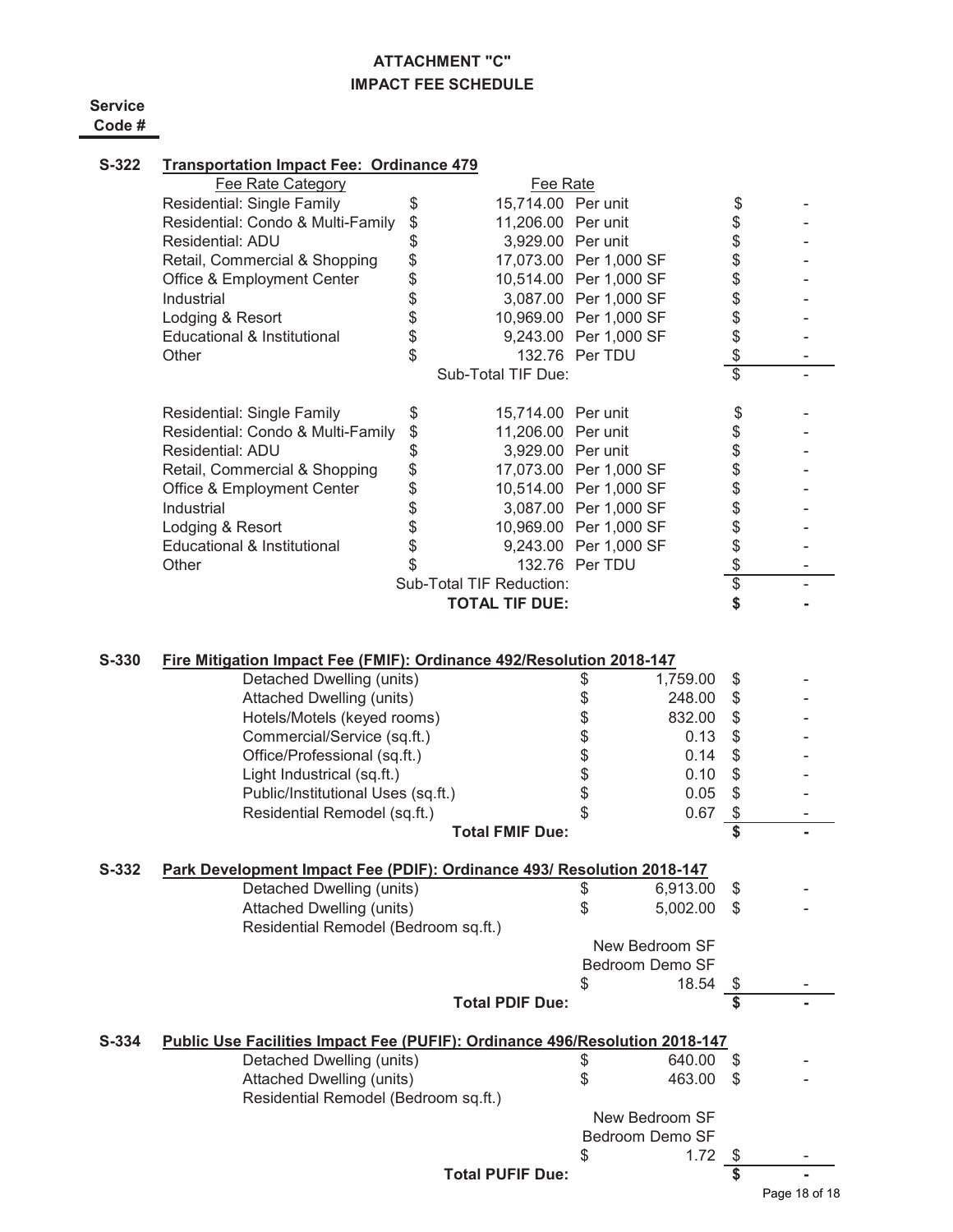**ATTACHMENT "C"**
**IMPACT FEE SCHEDULE**

**Service Code #**

**S-322** **Transportation Impact Fee: Ordinance 479**

| Fee Rate Category | Fee Rate | | | |
|---|---|---|---|---|
| Residential: Single Family | $ 15,714.00 | Per unit | $ | - |
| Residential: Condo & Multi-Family | $ 11,206.00 | Per unit | $ | - |
| Residential: ADU | $ 3,929.00 | Per unit | $ | - |
| Retail, Commercial & Shopping | $ 17,073.00 | Per 1,000 SF | $ | - |
| Office & Employment Center | $ 10,514.00 | Per 1,000 SF | $ | - |
| Industrial | $ 3,087.00 | Per 1,000 SF | $ | - |
| Lodging & Resort | $ 10,969.00 | Per 1,000 SF | $ | - |
| Educational & Institutional | $ 9,243.00 | Per 1,000 SF | $ | - |
| Other | $ 132.76 | Per TDU | $ | - |
| | Sub-Total TIF Due: | | $ | - |
| Residential: Single Family | $ 15,714.00 | Per unit | $ | - |
| Residential: Condo & Multi-Family | $ 11,206.00 | Per unit | $ | - |
| Residential: ADU | $ 3,929.00 | Per unit | $ | - |
| Retail, Commercial & Shopping | $ 17,073.00 | Per 1,000 SF | $ | - |
| Office & Employment Center | $ 10,514.00 | Per 1,000 SF | $ | - |
| Industrial | $ 3,087.00 | Per 1,000 SF | $ | - |
| Lodging & Resort | $ 10,969.00 | Per 1,000 SF | $ | - |
| Educational & Institutional | $ 9,243.00 | Per 1,000 SF | $ | - |
| Other | $ 132.76 | Per TDU | $ | - |
| | Sub-Total TIF Reduction: | | $ | - |
| | **TOTAL TIF DUE:** | | **$** | **-** |

**S-330** **Fire Mitigation Impact Fee (FMIF): Ordinance 492/Resolution 2018-147**

| | | | |
|---|---|---|---|
| Detached Dwelling (units) | $ 1,759.00 | $ | - |
| Attached Dwelling (units) | $ 248.00 | $ | - |
| Hotels/Motels (keyed rooms) | $ 832.00 | $ | - |
| Commercial/Service (sq.ft.) | $ 0.13 | $ | - |
| Office/Professional (sq.ft.) | $ 0.14 | $ | - |
| Light Industrial (sq.ft.) | $ 0.10 | $ | - |
| Public/Institutional Uses (sq.ft.) | $ 0.05 | $ | - |
| Residential Remodel (sq.ft.) | $ 0.67 | $ | - |
| **Total FMIF Due:** | | **$** | **-** |

**S-332** **Park Development Impact Fee (PDIF): Ordinance 493/ Resolution 2018-147**

| | | | |
|---|---|---|---|
| Detached Dwelling (units) | $ 6,913.00 | $ | - |
| Attached Dwelling (units) | $ 5,002.00 | $ | - |
| Residential Remodel (Bedroom sq.ft.) | | | |
| | New Bedroom SF | | |
| | Bedroom Demo SF | | |
| | $ 18.54 | $ | - |
| **Total PDIF Due:** | | **$** | **-** |

**S-334** **Public Use Facilities Impact Fee (PUFIF): Ordinance 496/Resolution 2018-147**

| | | | |
|---|---|---|---|
| Detached Dwelling (units) | $ 640.00 | $ | - |
| Attached Dwelling (units) | $ 463.00 | $ | - |
| Residential Remodel (Bedroom sq.ft.) | | | |
| | New Bedroom SF | | |
| | Bedroom Demo SF | | |
| | $ 1.72 | $ | - |
| **Total PUFIF Due:** | | **$** | **-** |